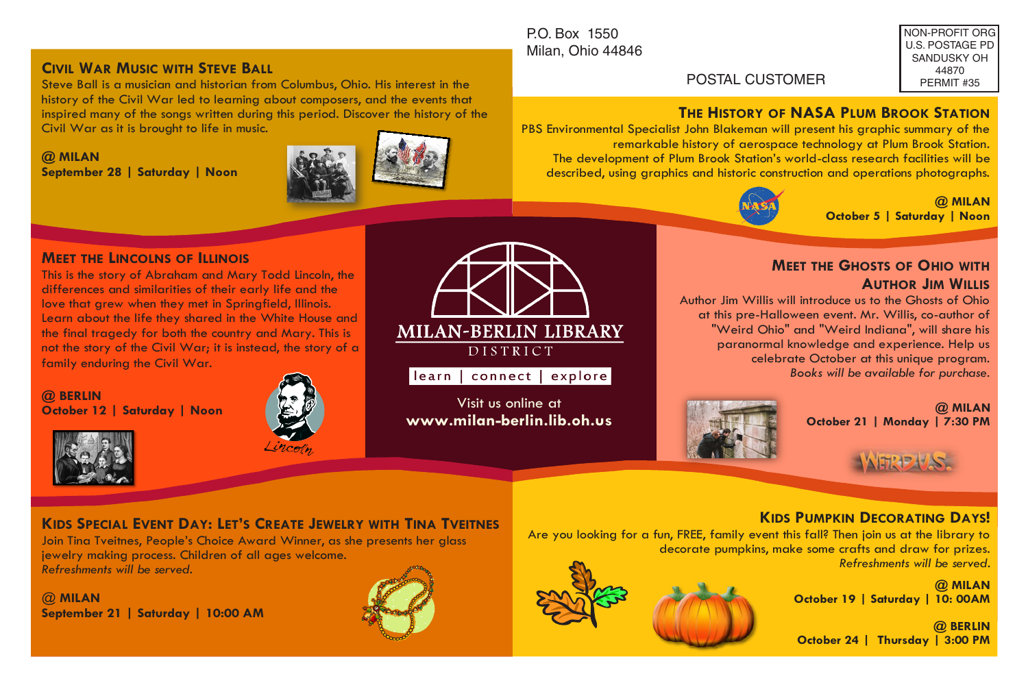P.O. Box 1550
Milan, Ohio 44846

NON-PROFIT ORG
U.S. POSTAGE PD
SANDUSKY OH
44870
PERMIT #35

POSTAL CUSTOMER

## Civil War Music with Steve Ball

Steve Ball is a musician and historian from Columbus, Ohio. His interest in the history of the Civil War led to learning about composers, and the events that inspired many of the songs written during this period. Discover the history of the Civil War as it is brought to life in music.

**@ MILAN**
**September 28 | Saturday | Noon**

## The History of NASA Plum Brook Station

PBS Environmental Specialist John Blakeman will present his graphic summary of the remarkable history of aerospace technology at Plum Brook Station. The development of Plum Brook Station's world-class research facilities will be described, using graphics and historic construction and operations photographs.

**@ MILAN**
**October 5 | Saturday | Noon**

## Meet the Lincolns of Illinois

This is the story of Abraham and Mary Todd Lincoln, the differences and similarities of their early life and the love that grew when they met in Springfield, Illinois. Learn about the life they shared in the White House and the final tragedy for both the country and Mary. This is not the story of the Civil War; it is instead, the story of a family enduring the Civil War.

**@ BERLIN**
**October 12 | Saturday | Noon**

# MILAN-BERLIN LIBRARY
DISTRICT

learn | connect | explore

Visit us online at
**www.milan-berlin.lib.oh.us**

## Meet the Ghosts of Ohio with Author Jim Willis

Author Jim Willis will introduce us to the Ghosts of Ohio at this pre-Halloween event. Mr. Willis, co-author of "Weird Ohio" and "Weird Indiana", will share his paranormal knowledge and experience. Help us celebrate October at this unique program.
*Books will be available for purchase.*

**@ MILAN**
**October 21 | Monday | 7:30 PM**

## Kids Special Event Day: Let's Create Jewelry with Tina Tveitnes

Join Tina Tveitnes, People's Choice Award Winner, as she presents her glass jewelry making process. Children of all ages welcome.
*Refreshments will be served.*

**@ MILAN**
**September 21 | Saturday | 10:00 AM**

## Kids Pumpkin Decorating Days!

Are you looking for a fun, FREE, family event this fall? Then join us at the library to decorate pumpkins, make some crafts and draw for prizes.
*Refreshments will be served.*

**@ MILAN**
**October 19 | Saturday | 10: 00AM**

**@ BERLIN**
**October 24 | Thursday | 3:00 PM**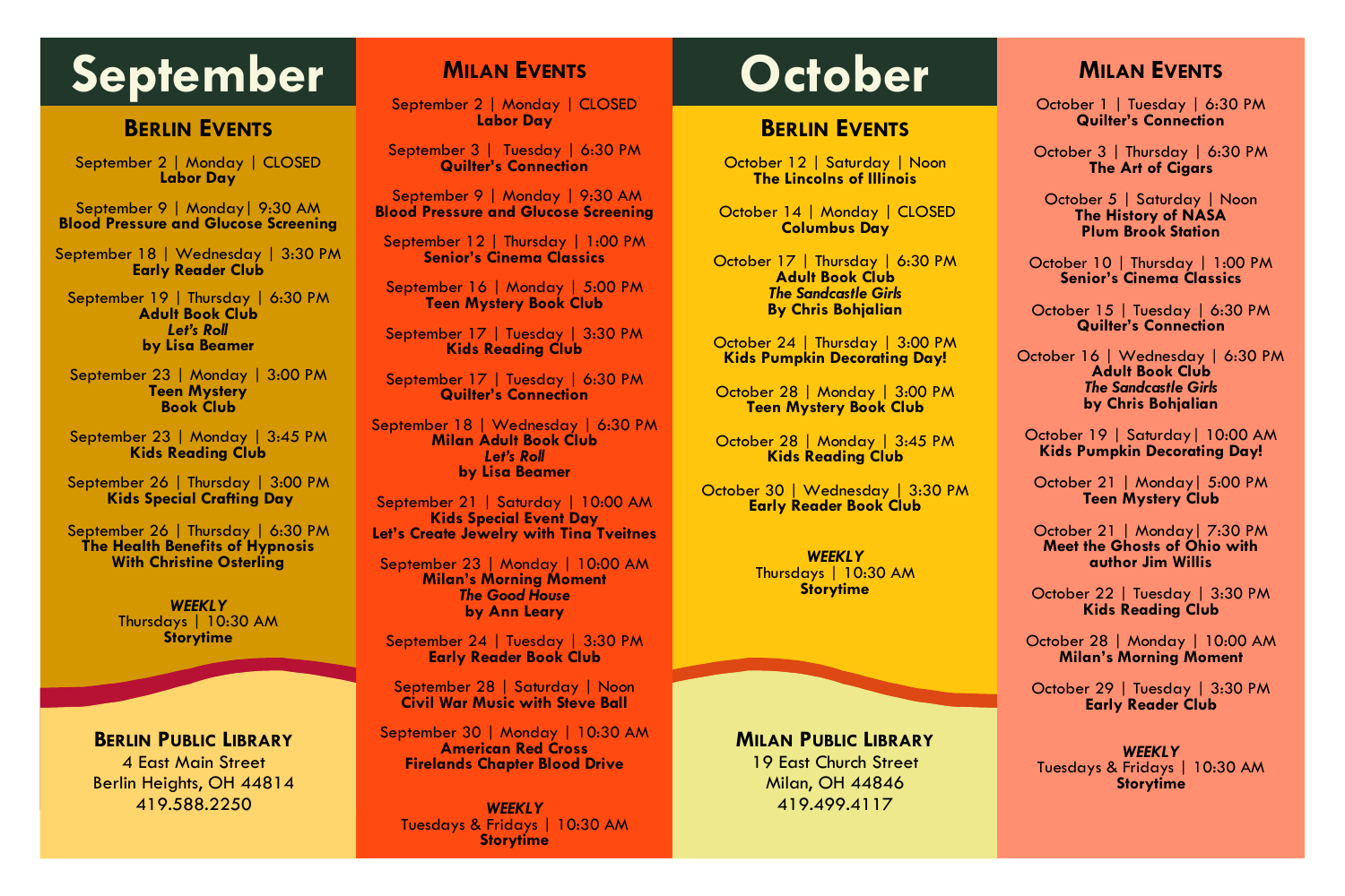# September

## Berlin Events

September 2 | Monday | CLOSED
**Labor Day**

September 9 | Monday| 9:30 AM
**Blood Pressure and Glucose Screening**

September 18 | Wednesday | 3:30 PM
**Early Reader Club**

September 19 | Thursday | 6:30 PM
**Adult Book Club**
***Let's Roll***
**by Lisa Beamer**

September 23 | Monday | 3:00 PM
**Teen Mystery Book Club**

September 23 | Monday | 3:45 PM
**Kids Reading Club**

September 26 | Thursday | 3:00 PM
**Kids Special Crafting Day**

September 26 | Thursday | 6:30 PM
**The Health Benefits of Hypnosis With Christine Osterling**

***WEEKLY***
Thursdays | 10:30 AM
**Storytime**

**Berlin Public Library**
4 East Main Street
Berlin Heights, OH 44814
419.588.2250

## Milan Events

September 2 | Monday | CLOSED
**Labor Day**

September 3 | Tuesday | 6:30 PM
**Quilter's Connection**

September 9 | Monday | 9:30 AM
**Blood Pressure and Glucose Screening**

September 12 | Thursday | 1:00 PM
**Senior's Cinema Classics**

September 16 | Monday | 5:00 PM
**Teen Mystery Book Club**

September 17 | Tuesday | 3:30 PM
**Kids Reading Club**

September 17 | Tuesday | 6:30 PM
**Quilter's Connection**

September 18 | Wednesday | 6:30 PM
**Milan Adult Book Club**
***Let's Roll***
**by Lisa Beamer**

September 21 | Saturday | 10:00 AM
**Kids Special Event Day**
**Let's Create Jewelry with Tina Tveitnes**

September 23 | Monday | 10:00 AM
**Milan's Morning Moment**
***The Good House***
**by Ann Leary**

September 24 | Tuesday | 3:30 PM
**Early Reader Book Club**

September 28 | Saturday | Noon
**Civil War Music with Steve Ball**

September 30 | Monday | 10:30 AM
**American Red Cross Firelands Chapter Blood Drive**

***WEEKLY***
Tuesdays & Fridays | 10:30 AM
**Storytime**

# October

## Berlin Events

October 12 | Saturday | Noon
**The Lincolns of Illinois**

October 14 | Monday | CLOSED
**Columbus Day**

October 17 | Thursday | 6:30 PM
**Adult Book Club**
***The Sandcastle Girls***
**By Chris Bohjalian**

October 24 | Thursday | 3:00 PM
**Kids Pumpkin Decorating Day!**

October 28 | Monday | 3:00 PM
**Teen Mystery Book Club**

October 28 | Monday | 3:45 PM
**Kids Reading Club**

October 30 | Wednesday | 3:30 PM
**Early Reader Book Club**

***WEEKLY***
Thursdays | 10:30 AM
**Storytime**

**Milan Public Library**
19 East Church Street
Milan, OH 44846
419.499.4117

## Milan Events

October 1 | Tuesday | 6:30 PM
**Quilter's Connection**

October 3 | Thursday | 6:30 PM
**The Art of Cigars**

October 5 | Saturday | Noon
**The History of NASA Plum Brook Station**

October 10 | Thursday | 1:00 PM
**Senior's Cinema Classics**

October 15 | Tuesday | 6:30 PM
**Quilter's Connection**

October 16 | Wednesday | 6:30 PM
**Adult Book Club**
***The Sandcastle Girls***
**by Chris Bohjalian**

October 19 | Saturday| 10:00 AM
**Kids Pumpkin Decorating Day!**

October 21 | Monday| 5:00 PM
**Teen Mystery Club**

October 21 | Monday| 7:30 PM
**Meet the Ghosts of Ohio with author Jim Willis**

October 22 | Tuesday | 3:30 PM
**Kids Reading Club**

October 28 | Monday | 10:00 AM
**Milan's Morning Moment**

October 29 | Tuesday | 3:30 PM
**Early Reader Club**

***WEEKLY***
Tuesdays & Fridays | 10:30 AM
**Storytime**